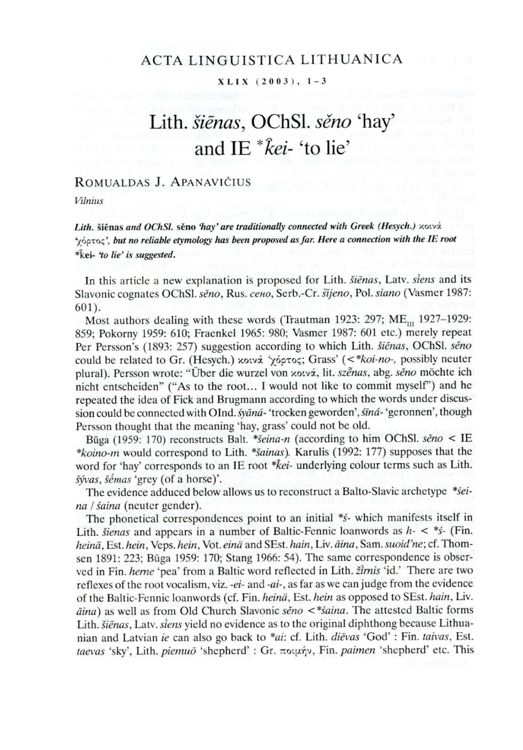ACTA LINGUISTICA LITHUANICA

# Lith. *šiẽnas*, OChSl. *sěno* 'hay' and IE *\*k̑ei-* 'to lie'

ROMUALDAS J. APANAVIČIUS

*Vilnius*

***Lith.* šiẽnas *and OChSl.* sěno *'hay' are traditionally connected with Greek (Hesych.)* κοινά *'*χόρτος*', but no reliable etymology has been proposed as far. Here a connection with the IE root* \*k̑ei- *'to lie' is suggested.***

In this article a new explanation is proposed for Lith. *šiẽnas*, Latv. *siens* and its Slavonic cognates OChSl. *sěno*, Rus. *сено*, Serb.-Cr. *sijeno*, Pol. *siano* (Vasmer 1987: 601).

Most authors dealing with these words (Trautman 1923: 297; ME$_{III}$ 1927–1929: 859; Pokorny 1959: 610; Fraenkel 1965: 980; Vasmer 1987: 601 etc.) merely repeat Per Persson's (1893: 257) suggestion according to which Lith. *šiẽnas*, OChSl. *sěno* could be related to Gr. (Hesych.) κοινά 'χόρτος; Grass' (<*\*koi-no-*, possibly neuter plural). Persson wrote: "Über die wurzel von κοινά, lit. *szẽnas*, abg. *sěno* möchte ich nicht entscheiden" ("As to the root... I would not like to commit myself") and he repeated the idea of Fick and Brugmann according to which the words under discussion could be connected with OInd. *śyānā-* 'trocken geworden', *śīnā-* 'geronnen', though Persson thought that the meaning 'hay, grass' could not be old.

Būga (1959: 170) reconstructs Balt. *\*šeina-n* (according to him OChSl. *sěno* < IE *\*koino-m* would correspond to Lith. *\*šainas*). Karulis (1992: 177) supposes that the word for 'hay' corresponds to an IE root *\*k̑ei-* underlying colour terms such as Lith. *šývas*, *šė́mas* 'grey (of a horse)'.

The evidence adduced below allows us to reconstruct a Balto-Slavic archetype *\*śei-na* / *śaina* (neuter gender).

The phonetical correspondences point to an initial *\*ś-* which manifests itself in Lith. *šienas* and appears in a number of Baltic-Fennic loanwords as *h-* < *\*ś-* (Fin. *heinä*, Est. *hein*, Veps. *hein*, Vot. *einä* and SEst. *hain*, Liv. *āina*, Sam. *suoid'ne*; cf. Thomsen 1891: 223; Būga 1959: 170; Stang 1966: 54). The same correspondence is observed in Fin. *herne* 'pea' from a Baltic word reflected in Lith. *žìrnis* 'id.' There are two reflexes of the root vocalism, viz. *-ei-* and *-ai-*, as far as we can judge from the evidence of the Baltic-Fennic loanwords (cf. Fin. *heinä*, Est. *hein* as opposed to SEst. *hain*, Liv. *āina*) as well as from Old Church Slavonic *sěno* <*\*śaina*. The attested Baltic forms Lith. *šiẽnas*, Latv. *siens* yield no evidence as to the original diphthong because Lithuanian and Latvian *ie* can also go back to *\*ai*: cf. Lith. *diẽvas* 'God' : Fin. *taivas*, Est. *taevas* 'sky', Lith. *piemuõ* 'shepherd' : Gr. ποιμήν, Fin. *paimen* 'shepherd' etc. This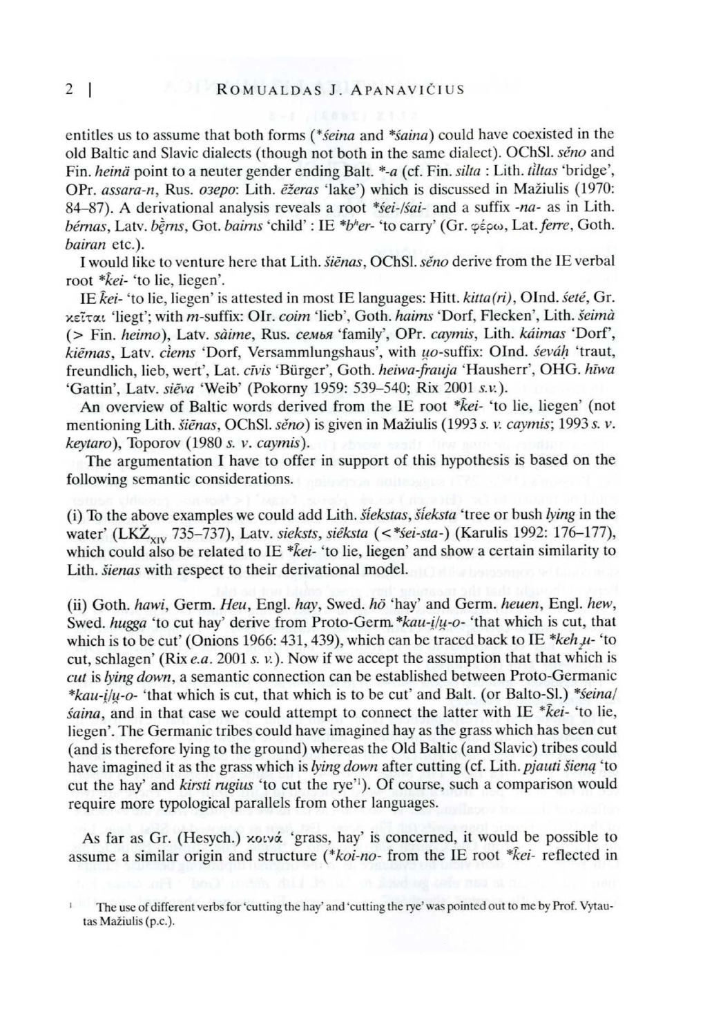entitles us to assume that both forms (*šeina and *šaina) could have coexisted in the old Baltic and Slavic dialects (though not both in the same dialect). OChSl. *sěno* and Fin. *heinä* point to a neuter gender ending Balt. *-*a* (cf. Fin. *silta* : Lith. *tìltas* 'bridge', OPr. *assara-n*, Rus. *озеро*: Lith. *ẽžeras* 'lake') which is discussed in Mažiulis (1970: 84–87). A derivational analysis reveals a root *šei-/šai- and a suffix *-na-* as in Lith. *bérnas*, Latv. *bḝrns*, Got. *bairns* 'child' : IE *$b^h$er- 'to carry' (Gr. φέρω, Lat. *ferre*, Goth. *bairan* etc.).

I would like to venture here that Lith. *šiẽnas*, OChSl. *sěno* derive from the IE verbal root *k̂ei- 'to lie, liegen'.

IE *k̂ei-* 'to lie, liegen' is attested in most IE languages: Hitt. *kitta(ri)*, OInd. *śeté*, Gr. κεῖται 'liegt'; with *m*-suffix: OIr. *coim* 'lieb', Goth. *haims* 'Dorf, Flecken', Lith. *šeimà* (> Fin. *heimo*), Latv. *sàime*, Rus. *семья* 'family', OPr. *caymis*, Lith. *káimas* 'Dorf', *kiẽmas*, Latv. *ciems* 'Dorf, Versammlungshaus', with *u̯o*-suffix: OInd. *śeváḥ* 'traut, freundlich, lieb, wert', Lat. *cīvis* 'Bürger', Goth. *heiwa-frauja* 'Hausherr', OHG. *hīwa* 'Gattin', Latv. *siẽva* 'Weib' (Pokorny 1959: 539–540; Rix 2001 *s.v.*).

An overview of Baltic words derived from the IE root *k̂ei- 'to lie, liegen' (not mentioning Lith. *šiẽnas*, OChSl. *sěno*) is given in Mažiulis (1993 *s. v. caymis*; 1993 *s. v. keytaro*), Toporov (1980 *s. v. caymis*).

The argumentation I have to offer in support of this hypothesis is based on the following semantic considerations.

(i) To the above examples we could add Lith. *šiekstas*, *šieksta* 'tree or bush *lying* in the water' (LKŽ$_{XIV}$ 735–737), Latv. *sieksts*, *siêksta* (<*šei-sta-) (Karulis 1992: 176–177), which could also be related to IE *k̂ei- 'to lie, liegen' and show a certain similarity to Lith. *šienas* with respect to their derivational model.

(ii) Goth. *hawi*, Germ. *Heu*, Engl. *hay*, Swed. *hö* 'hay' and Germ. *heuen*, Engl. *hew*, Swed. *hugga* 'to cut hay' derive from Proto-Germ. *kau-i̯/u̯-o- 'that which is cut, that which is to be cut' (Onions 1966: 431, 439), which can be traced back to IE *$keh_2u$- 'to cut, schlagen' (Rix *e.a.* 2001 *s. v.*). Now if we accept the assumption that that which is *cut* is *lying down*, a semantic connection can be established between Proto-Germanic *kau-i̯/u̯-o- 'that which is cut, that which is to be cut' and Balt. (or Balto-Sl.) *šeina/šaina*, and in that case we could attempt to connect the latter with IE *k̂ei- 'to lie, liegen'. The Germanic tribes could have imagined hay as the grass which has been cut (and is therefore lying to the ground) whereas the Old Baltic (and Slavic) tribes could have imagined it as the grass which is *lying down* after cutting (cf. Lith. *pjauti šieną* 'to cut the hay' and *kirsti rugius* 'to cut the rye'[1]). Of course, such a comparison would require more typological parallels from other languages.

As far as Gr. (Hesych.) κοινά 'grass, hay' is concerned, it would be possible to assume a similar origin and structure (*koi-no- from the IE root *k̂ei- reflected in

[1] The use of different verbs for 'cutting the hay' and 'cutting the rye' was pointed out to me by Prof. Vytautas Mažiulis (p.c.).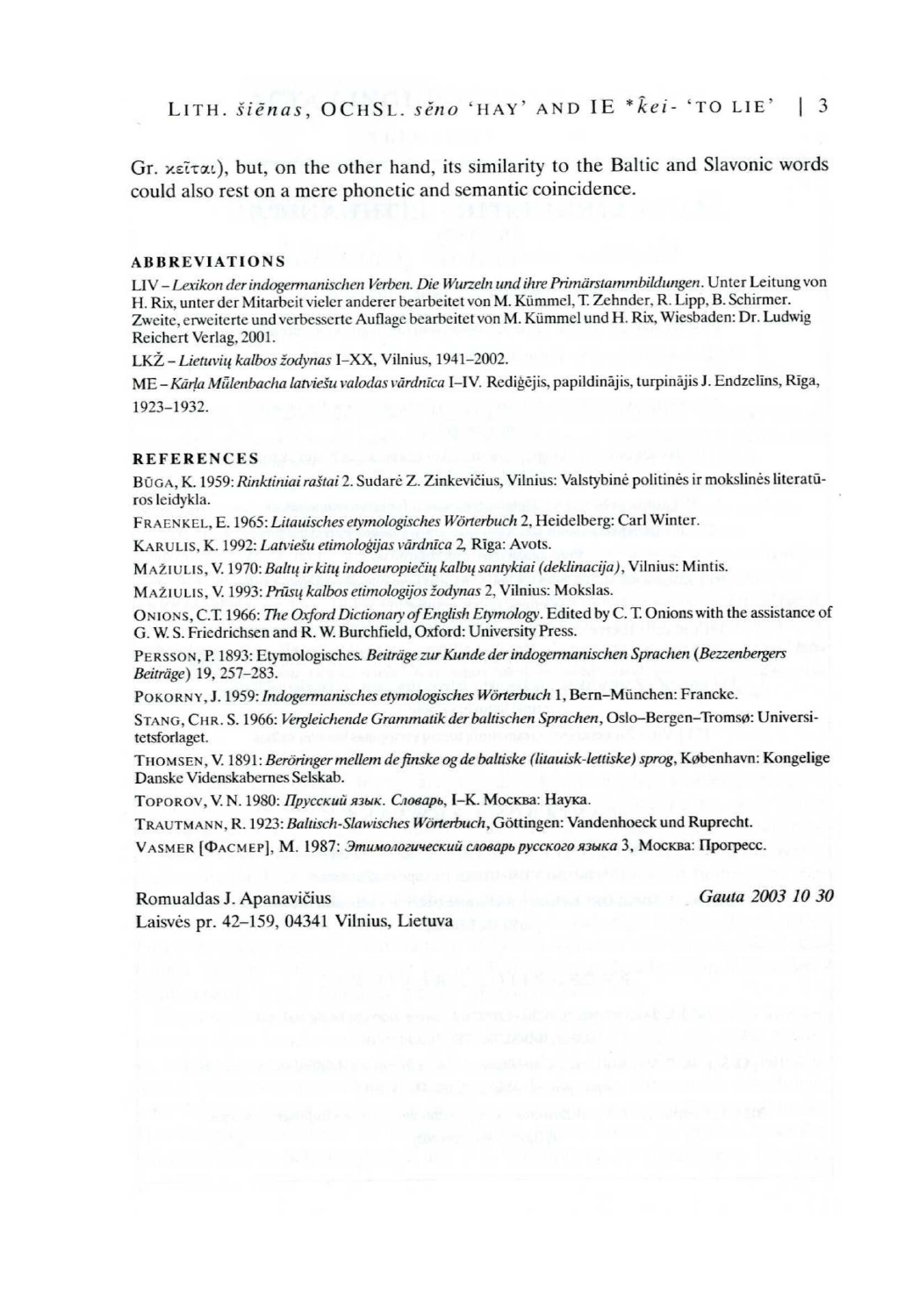Gr. κεῖται), but, on the other hand, its similarity to the Baltic and Slavonic words could also rest on a mere phonetic and semantic coincidence.

## ABBREVIATIONS

LIV – *Lexikon der indogermanischen Verben. Die Wurzeln und ihre Primärstammbildungen*. Unter Leitung von H. Rix, unter der Mitarbeit vieler anderer bearbeitet von M. Kümmel, T. Zehnder, R. Lipp, B. Schirmer. Zweite, erweiterte und verbesserte Auflage bearbeitet von M. Kümmel und H. Rix, Wiesbaden: Dr. Ludwig Reichert Verlag, 2001.

LKŽ – *Lietuvių kalbos žodynas* I–XX, Vilnius, 1941–2002.

ME – *Kārļa Mūlenbacha latviešu valodas vārdnīca* I–IV. Rediģējis, papildinājis, turpinājis J. Endzelīns, Rīga, 1923–1932.

## REFERENCES

BŪGA, K. 1959: *Rinktiniai raštai* 2. Sudarė Z. Zinkevičius, Vilnius: Valstybinė politinės ir mokslinės literatūros leidykla.

FRAENKEL, E. 1965: *Litauisches etymologisches Wörterbuch* 2, Heidelberg: Carl Winter.

KARULIS, K. 1992: *Latviešu etimoloģijas vārdnīca* 2, Rīga: Avots.

MAŽIULIS, V. 1970: *Baltų ir kitų indoeuropiečių kalbų santykiai (deklinacija)*, Vilnius: Mintis.

MAŽIULIS, V. 1993: *Prūsų kalbos etimologijos žodynas* 2, Vilnius: Mokslas.

ONIONS, C.T. 1966: *The Oxford Dictionary of English Etymology*. Edited by C. T. Onions with the assistance of G. W. S. Friedrichsen and R. W. Burchfield, Oxford: University Press.

PERSSON, P. 1893: Etymologisches. *Beiträge zur Kunde der indogermanischen Sprachen* (*Bezzenbergers Beiträge*) 19, 257–283.

POKORNY, J. 1959: *Indogermanisches etymologisches Wörterbuch* 1, Bern–München: Francke.

STANG, CHR. S. 1966: *Vergleichende Grammatik der baltischen Sprachen*, Oslo–Bergen–Tromsø: Universitetsforlaget.

THOMSEN, V. 1891: *Beröringer mellem de finske og de baltiske (litauisk-lettiske) sprog*, København: Kongelige Danske Videnskabernes Selskab.

TOPOROV, V. N. 1980: *Прусский язык. Словарь*, I–K. Москва: Наука.

TRAUTMANN, R. 1923: *Baltisch-Slawisches Wörterbuch*, Göttingen: Vandenhoeck und Ruprecht.

VASMER [ФАСМЕР], M. 1987: *Этимологический словарь русского языка* 3, Москва: Прогресс.

Romualdas J. Apanavičius
Laisvės pr. 42–159, 04341 Vilnius, Lietuva

*Gauta 2003 10 30*